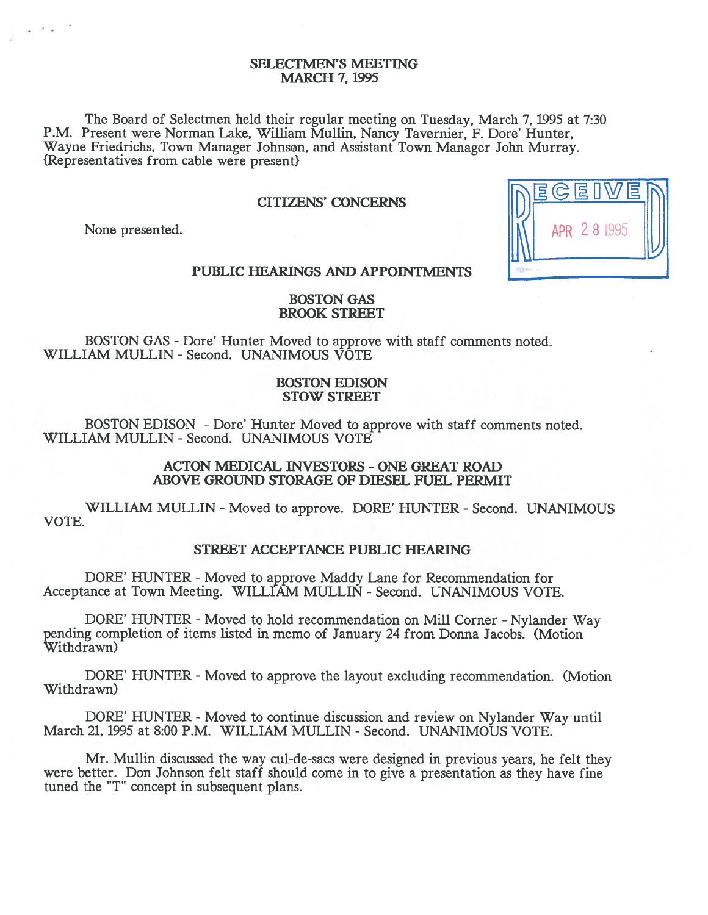# SELECTMEN'S MEETING
# MARCH 7, 1995

The Board of Selectmen held their regular meeting on Tuesday, March 7, 1995 at 7:30 P.M. Present were Norman Lake, William Mullin, Nancy Tavernier, F. Dore' Hunter, Wayne Friedrichs, Town Manager Johnson, and Assistant Town Manager John Murray. {Representatives from cable were present}

RECEIVED APR 28 1995

## CITIZENS' CONCERNS

None presented.

## PUBLIC HEARINGS AND APPOINTMENTS

### BOSTON GAS
### BROOK STREET

BOSTON GAS - Dore' Hunter Moved to approve with staff comments noted. WILLIAM MULLIN - Second. UNANIMOUS VOTE

### BOSTON EDISON
### STOW STREET

BOSTON EDISON - Dore' Hunter Moved to approve with staff comments noted. WILLIAM MULLIN - Second. UNANIMOUS VOTE

### ACTON MEDICAL INVESTORS - ONE GREAT ROAD
### ABOVE GROUND STORAGE OF DIESEL FUEL PERMIT

WILLIAM MULLIN - Moved to approve. DORE' HUNTER - Second. UNANIMOUS VOTE.

### STREET ACCEPTANCE PUBLIC HEARING

DORE' HUNTER - Moved to approve Maddy Lane for Recommendation for Acceptance at Town Meeting. WILLIAM MULLIN - Second. UNANIMOUS VOTE.

DORE' HUNTER - Moved to hold recommendation on Mill Corner - Nylander Way pending completion of items listed in memo of January 24 from Donna Jacobs. (Motion Withdrawn)

DORE' HUNTER - Moved to approve the layout excluding recommendation. (Motion Withdrawn)

DORE' HUNTER - Moved to continue discussion and review on Nylander Way until March 21, 1995 at 8:00 P.M. WILLIAM MULLIN - Second. UNANIMOUS VOTE.

Mr. Mullin discussed the way cul-de-sacs were designed in previous years, he felt they were better. Don Johnson felt staff should come in to give a presentation as they have fine tuned the "T" concept in subsequent plans.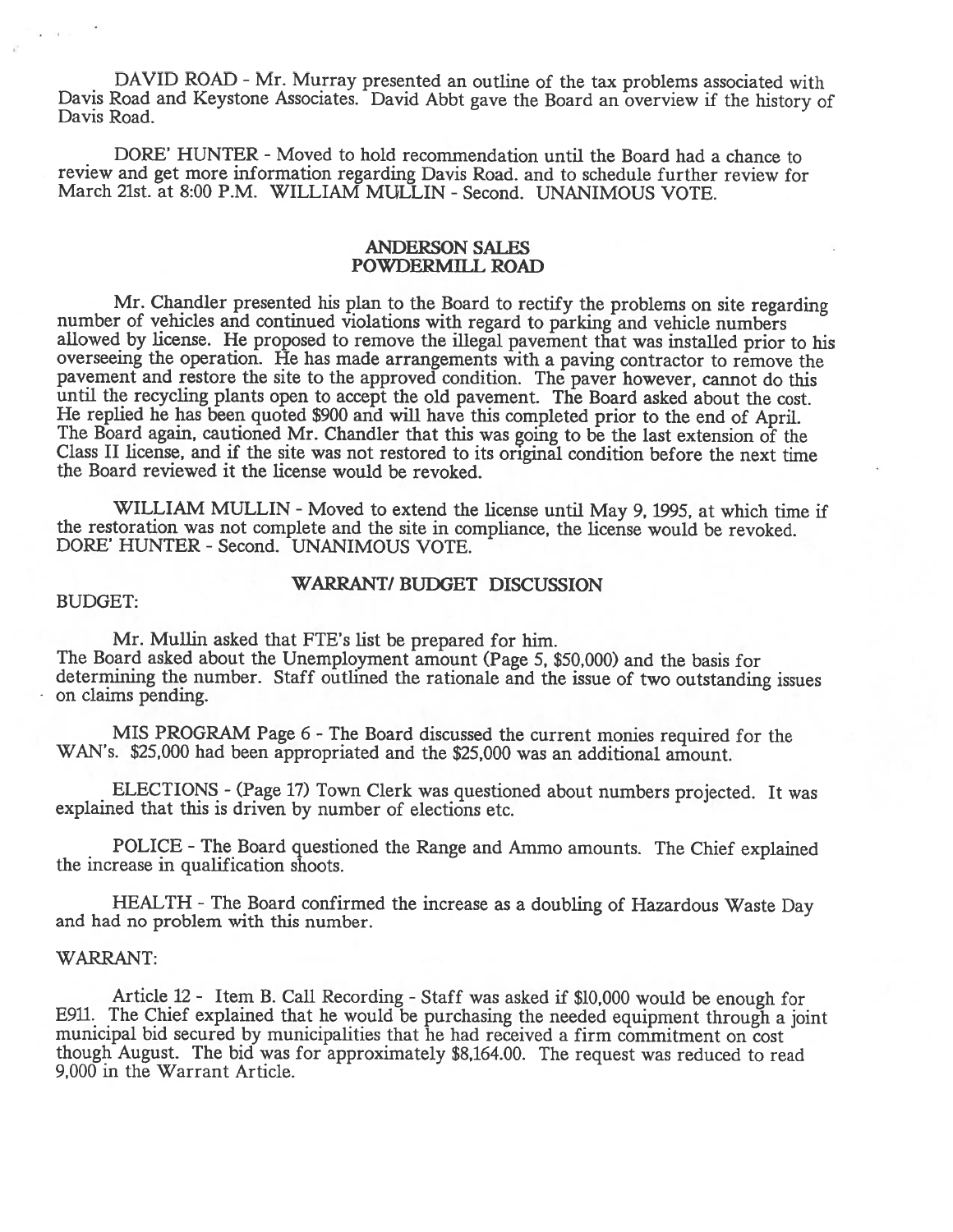DAVID ROAD - Mr. Murray presented an outline of the tax problems associated with Davis Road and Keystone Associates. David Abbt gave the Board an overview if the history of Davis Road.

DORE' HUNTER - Moved to hold recommendation until the Board had a chance to review and get more information regarding Davis Road. and to schedule further review for March 21st. at 8:00 P.M. WILLIAM MULLIN - Second. UNANIMOUS VOTE.

## ANDERSON SALES
## POWDERMILL ROAD

Mr. Chandler presented his plan to the Board to rectify the problems on site regarding number of vehicles and continued violations with regard to parking and vehicle numbers allowed by license. He proposed to remove the illegal pavement that was installed prior to his overseeing the operation. He has made arrangements with a paving contractor to remove the pavement and restore the site to the approved condition. The paver however, cannot do this until the recycling plants open to accept the old pavement. The Board asked about the cost. He replied he has been quoted $900 and will have this completed prior to the end of April. The Board again, cautioned Mr. Chandler that this was going to be the last extension of the Class II license, and if the site was not restored to its original condition before the next time the Board reviewed it the license would be revoked.

WILLIAM MULLIN - Moved to extend the license until May 9, 1995, at which time if the restoration was not complete and the site in compliance, the license would be revoked. DORE' HUNTER - Second. UNANIMOUS VOTE.

## WARRANT/ BUDGET DISCUSSION

BUDGET:

Mr. Mullin asked that FTE's list be prepared for him.
The Board asked about the Unemployment amount (Page 5, $50,000) and the basis for determining the number. Staff outlined the rationale and the issue of two outstanding issues on claims pending.

MIS PROGRAM Page 6 - The Board discussed the current monies required for the WAN's. $25,000 had been appropriated and the $25,000 was an additional amount.

ELECTIONS - (Page 17) Town Clerk was questioned about numbers projected. It was explained that this is driven by number of elections etc.

POLICE - The Board questioned the Range and Ammo amounts. The Chief explained the increase in qualification shoots.

HEALTH - The Board confirmed the increase as a doubling of Hazardous Waste Day and had no problem with this number.

WARRANT:

Article 12 - Item B. Call Recording - Staff was asked if $10,000 would be enough for E911. The Chief explained that he would be purchasing the needed equipment through a joint municipal bid secured by municipalities that he had received a firm commitment on cost though August. The bid was for approximately $8,164.00. The request was reduced to read 9,000 in the Warrant Article.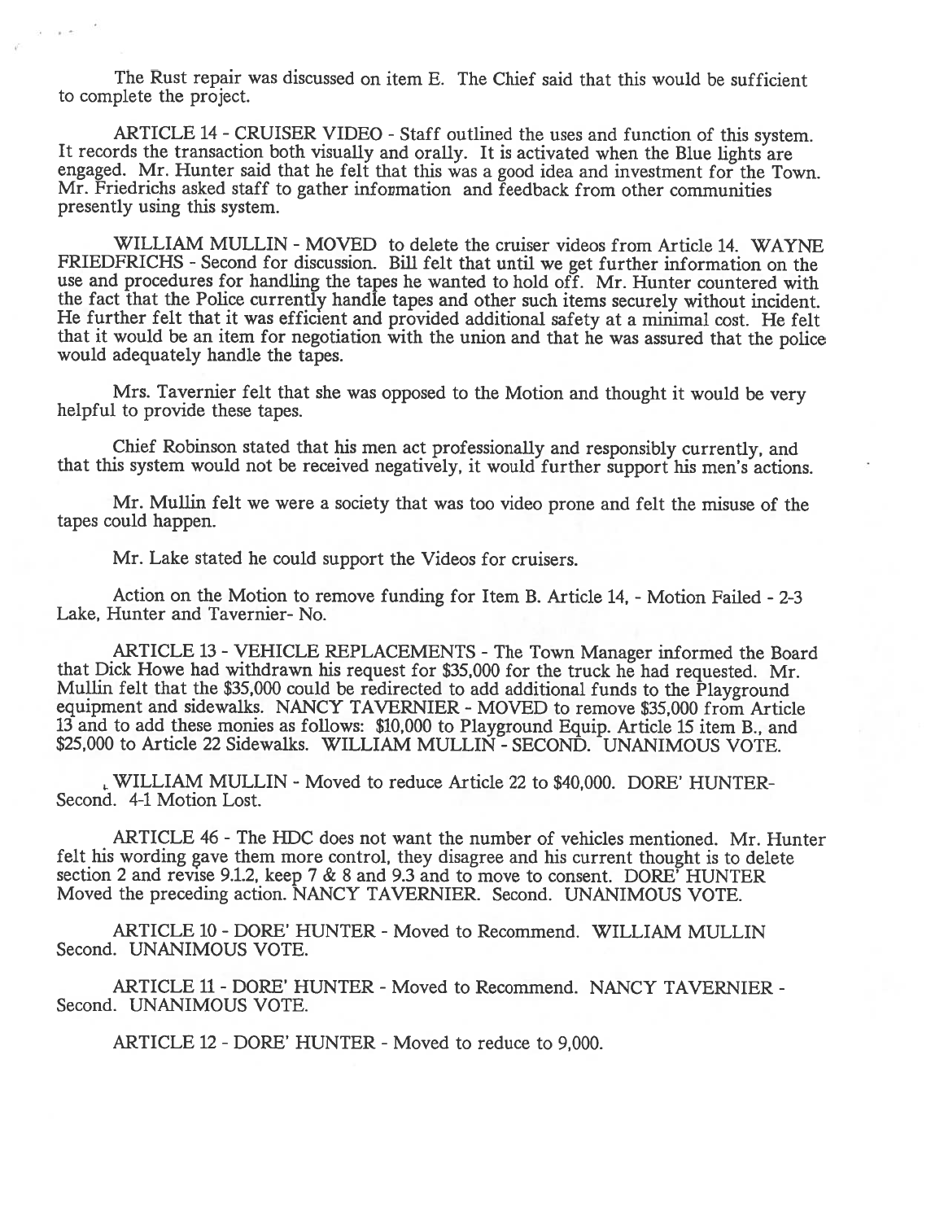The Rust repair was discussed on item E. The Chief said that this would be sufficient to complete the project.

ARTICLE 14 - CRUISER VIDEO - Staff outlined the uses and function of this system. It records the transaction both visually and orally. It is activated when the Blue lights are engaged. Mr. Hunter said that he felt that this was a good idea and investment for the Town. Mr. Friedrichs asked staff to gather information and feedback from other communities presently using this system.

WILLIAM MULLIN - MOVED to delete the cruiser videos from Article 14. WAYNE FRIEDFRICHS - Second for discussion. Bill felt that until we get further information on the use and procedures for handling the tapes he wanted to hold off. Mr. Hunter countered with the fact that the Police currently handle tapes and other such items securely without incident. He further felt that it was efficient and provided additional safety at a minimal cost. He felt that it would be an item for negotiation with the union and that he was assured that the police would adequately handle the tapes.

Mrs. Tavernier felt that she was opposed to the Motion and thought it would be very helpful to provide these tapes.

Chief Robinson stated that his men act professionally and responsibly currently, and that this system would not be received negatively, it would further support his men's actions.

Mr. Mullin felt we were a society that was too video prone and felt the misuse of the tapes could happen.

Mr. Lake stated he could support the Videos for cruisers.

Action on the Motion to remove funding for Item B. Article 14, - Motion Failed - 2-3 Lake, Hunter and Tavernier- No.

ARTICLE 13 - VEHICLE REPLACEMENTS - The Town Manager informed the Board that Dick Howe had withdrawn his request for $35,000 for the truck he had requested. Mr. Mullin felt that the $35,000 could be redirected to add additional funds to the Playground equipment and sidewalks. NANCY TAVERNIER - MOVED to remove $35,000 from Article 13 and to add these monies as follows: $10,000 to Playground Equip. Article 15 item B., and $25,000 to Article 22 Sidewalks. WILLIAM MULLIN - SECOND. UNANIMOUS VOTE.

WILLIAM MULLIN - Moved to reduce Article 22 to $40,000. DORE' HUNTER- Second. 4-1 Motion Lost.

ARTICLE 46 - The HDC does not want the number of vehicles mentioned. Mr. Hunter felt his wording gave them more control, they disagree and his current thought is to delete section 2 and revise 9.1.2, keep 7 & 8 and 9.3 and to move to consent. DORE' HUNTER Moved the preceding action. NANCY TAVERNIER. Second. UNANIMOUS VOTE.

ARTICLE 10 - DORE' HUNTER - Moved to Recommend. WILLIAM MULLIN Second. UNANIMOUS VOTE.

ARTICLE 11 - DORE' HUNTER - Moved to Recommend. NANCY TAVERNIER - Second. UNANIMOUS VOTE.

ARTICLE 12 - DORE' HUNTER - Moved to reduce to 9,000.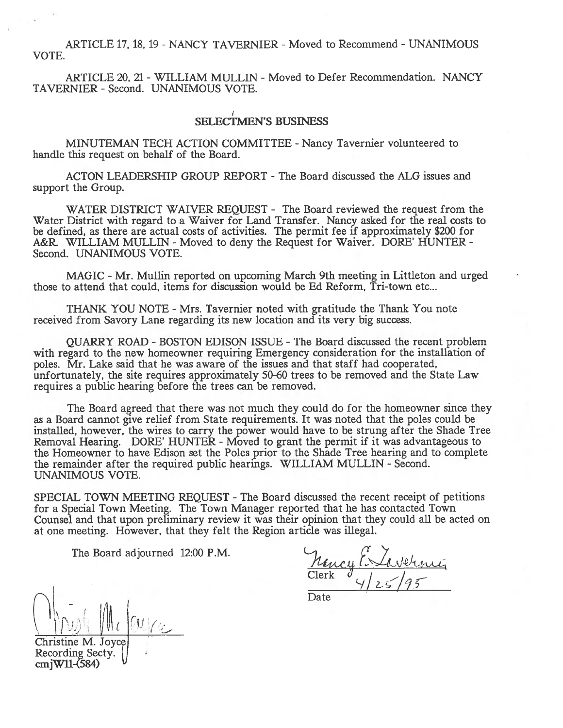ARTICLE 17, 18, 19 - NANCY TAVERNIER - Moved to Recommend - UNANIMOUS VOTE.

ARTICLE 20, 21 - WILLIAM MULLIN - Moved to Defer Recommendation. NANCY TAVERNIER - Second. UNANIMOUS VOTE.

## SELECTMEN'S BUSINESS

MINUTEMAN TECH ACTION COMMITTEE - Nancy Tavernier volunteered to handle this request on behalf of the Board.

ACTON LEADERSHIP GROUP REPORT - The Board discussed the ALG issues and support the Group.

WATER DISTRICT WAIVER REQUEST - The Board reviewed the request from the Water District with regard to a Waiver for Land Transfer. Nancy asked for the real costs to be defined, as there are actual costs of activities. The permit fee if approximately $200 for A&R. WILLIAM MULLIN - Moved to deny the Request for Waiver. DORE' HUNTER - Second. UNANIMOUS VOTE.

MAGIC - Mr. Mullin reported on upcoming March 9th meeting in Littleton and urged those to attend that could, items for discussion would be Ed Reform, Tri-town etc...

THANK YOU NOTE - Mrs. Tavernier noted with gratitude the Thank You note received from Savory Lane regarding its new location and its very big success.

QUARRY ROAD - BOSTON EDISON ISSUE - The Board discussed the recent problem with regard to the new homeowner requiring Emergency consideration for the installation of poles. Mr. Lake said that he was aware of the issues and that staff had cooperated, unfortunately, the site requires approximately 50-60 trees to be removed and the State Law requires a public hearing before the trees can be removed.

The Board agreed that there was not much they could do for the homeowner since they as a Board cannot give relief from State requirements. It was noted that the poles could be installed, however, the wires to carry the power would have to be strung after the Shade Tree Removal Hearing. DORE' HUNTER - Moved to grant the permit if it was advantageous to the Homeowner to have Edison set the Poles prior to the Shade Tree hearing and to complete the remainder after the required public hearings. WILLIAM MULLIN - Second. UNANIMOUS VOTE.

SPECIAL TOWN MEETING REQUEST - The Board discussed the recent receipt of petitions for a Special Town Meeting. The Town Manager reported that he has contacted Town Counsel and that upon preliminary review it was their opinion that they could all be acted on at one meeting. However, that they felt the Region article was illegal.

The Board adjourned 12:00 P.M.

Nancy E. Tavernier
Clerk

4/25/95
Date

Christine M. Joyce
Recording Secty.
cmjW11-(584)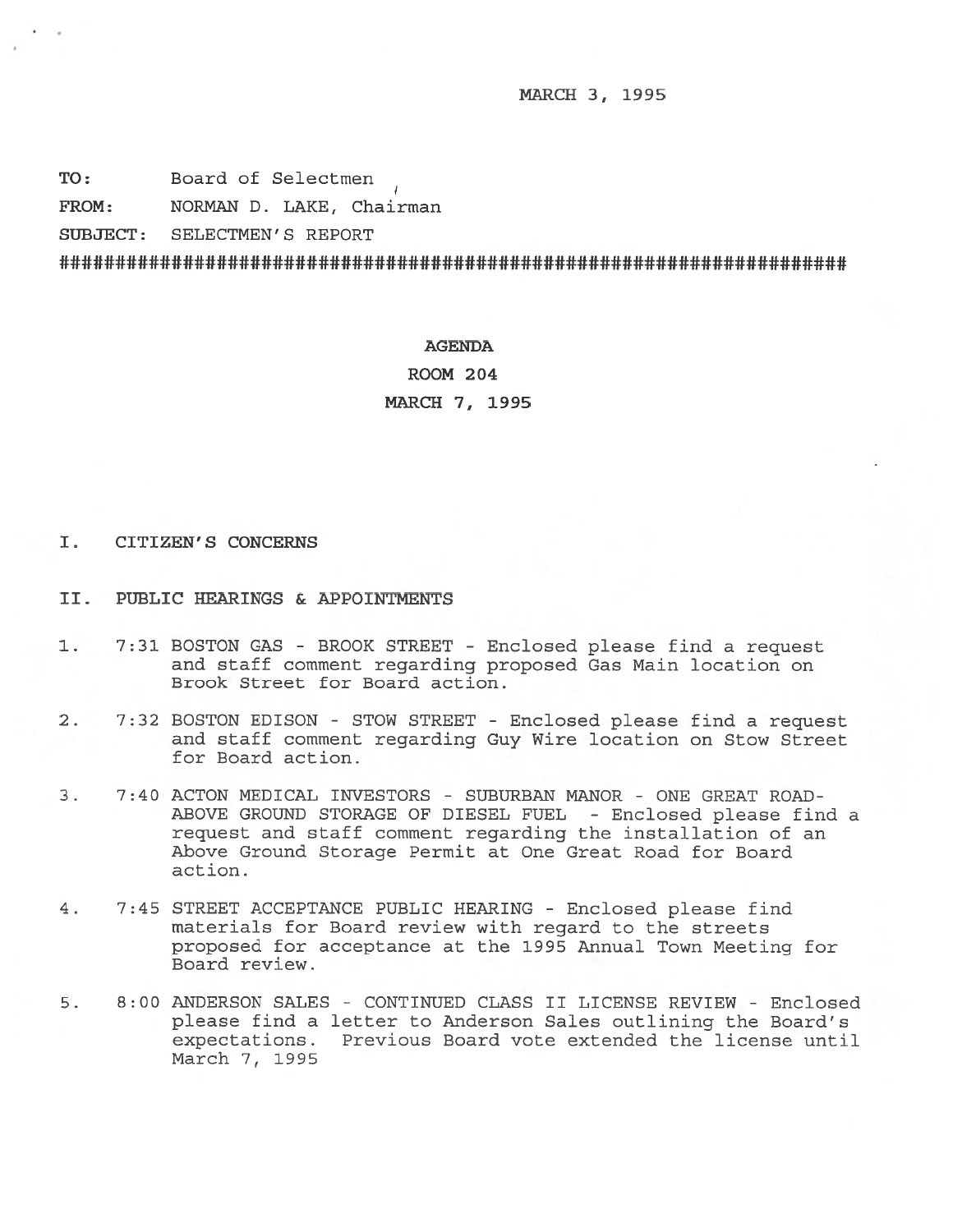MARCH 3, 1995

**TO:** Board of Selectmen

**FROM:** NORMAN D. LAKE, Chairman

**SUBJECT:** SELECTMEN'S REPORT

########################################################################

**AGENDA**

**ROOM 204**

**MARCH 7, 1995**

I. CITIZEN'S CONCERNS

II. PUBLIC HEARINGS & APPOINTMENTS

1. 7:31 BOSTON GAS - BROOK STREET - Enclosed please find a request and staff comment regarding proposed Gas Main location on Brook Street for Board action.

2. 7:32 BOSTON EDISON - STOW STREET - Enclosed please find a request and staff comment regarding Guy Wire location on Stow Street for Board action.

3. 7:40 ACTON MEDICAL INVESTORS - SUBURBAN MANOR - ONE GREAT ROAD- ABOVE GROUND STORAGE OF DIESEL FUEL - Enclosed please find a request and staff comment regarding the installation of an Above Ground Storage Permit at One Great Road for Board action.

4. 7:45 STREET ACCEPTANCE PUBLIC HEARING - Enclosed please find materials for Board review with regard to the streets proposed for acceptance at the 1995 Annual Town Meeting for Board review.

5. 8:00 ANDERSON SALES - CONTINUED CLASS II LICENSE REVIEW - Enclosed please find a letter to Anderson Sales outlining the Board's expectations. Previous Board vote extended the license until March 7, 1995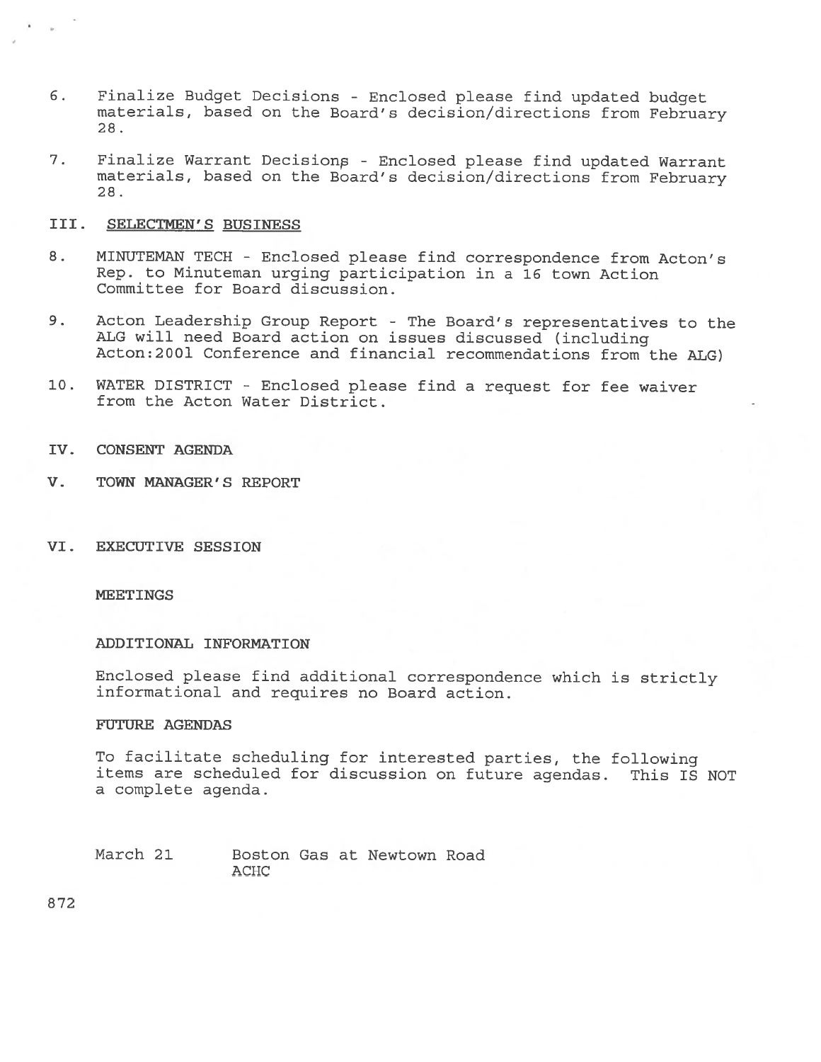6. Finalize Budget Decisions - Enclosed please find updated budget materials, based on the Board's decision/directions from February 28.

7. Finalize Warrant Decisions - Enclosed please find updated Warrant materials, based on the Board's decision/directions from February 28.

## III. SELECTMEN'S BUSINESS

8. MINUTEMAN TECH - Enclosed please find correspondence from Acton's Rep. to Minuteman urging participation in a 16 town Action Committee for Board discussion.

9. Acton Leadership Group Report - The Board's representatives to the ALG will need Board action on issues discussed (including Acton:2001 Conference and financial recommendations from the ALG)

10. WATER DISTRICT - Enclosed please find a request for fee waiver from the Acton Water District.

## IV. CONSENT AGENDA

## V. TOWN MANAGER'S REPORT

## VI. EXECUTIVE SESSION

MEETINGS

ADDITIONAL INFORMATION

Enclosed please find additional correspondence which is strictly informational and requires no Board action.

FUTURE AGENDAS

To facilitate scheduling for interested parties, the following items are scheduled for discussion on future agendas. This IS NOT a complete agenda.

March 21 — Boston Gas at Newtown Road
ACHC

872